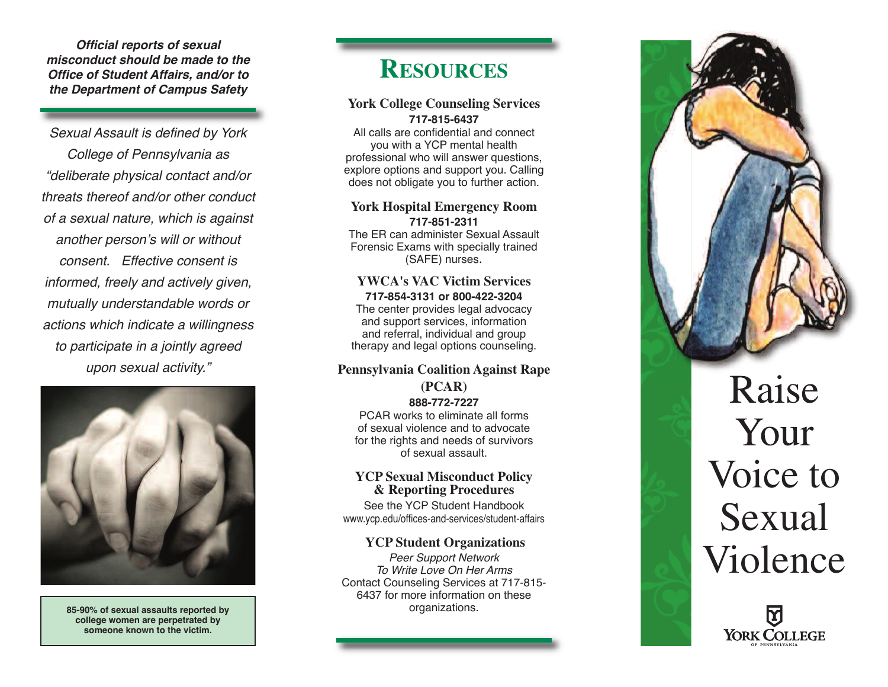***Official reports of sexual misconduct should be made to the Office of Student Affairs, and/or to the Department of Campus Safety***

*Sexual Assault is defined by York College of Pennsylvania as "deliberate physical contact and/or threats thereof and/or other conduct of a sexual nature, which is against another person's will or without consent. Effective consent is informed, freely and actively given, mutually understandable words or actions which indicate a willingness to participate in a jointly agreed upon sexual activity."*

**85-90% of sexual assaults reported by college women are perpetrated by someone known to the victim.**

# RESOURCES

### York College Counseling Services

**717-815-6437**

All calls are confidential and connect you with a YCP mental health professional who will answer questions, explore options and support you. Calling does not obligate you to further action.

### York Hospital Emergency Room

**717-851-2311**

The ER can administer Sexual Assault Forensic Exams with specially trained (SAFE) nurses.

### YWCA's VAC Victim Services

**717-854-3131 or 800-422-3204**

The center provides legal advocacy and support services, information and referral, individual and group therapy and legal options counseling.

### Pennsylvania Coalition Against Rape (PCAR)

**888-772-7227**

PCAR works to eliminate all forms of sexual violence and to advocate for the rights and needs of survivors of sexual assault.

### YCP Sexual Misconduct Policy & Reporting Procedures

See the YCP Student Handbook
www.ycp.edu/offices-and-services/student-affairs

### YCP Student Organizations

*Peer Support Network*
*To Write Love On Her Arms*
Contact Counseling Services at 717-815-6437 for more information on these organizations.

# Raise Your Voice to Sexual Violence

York College of Pennsylvania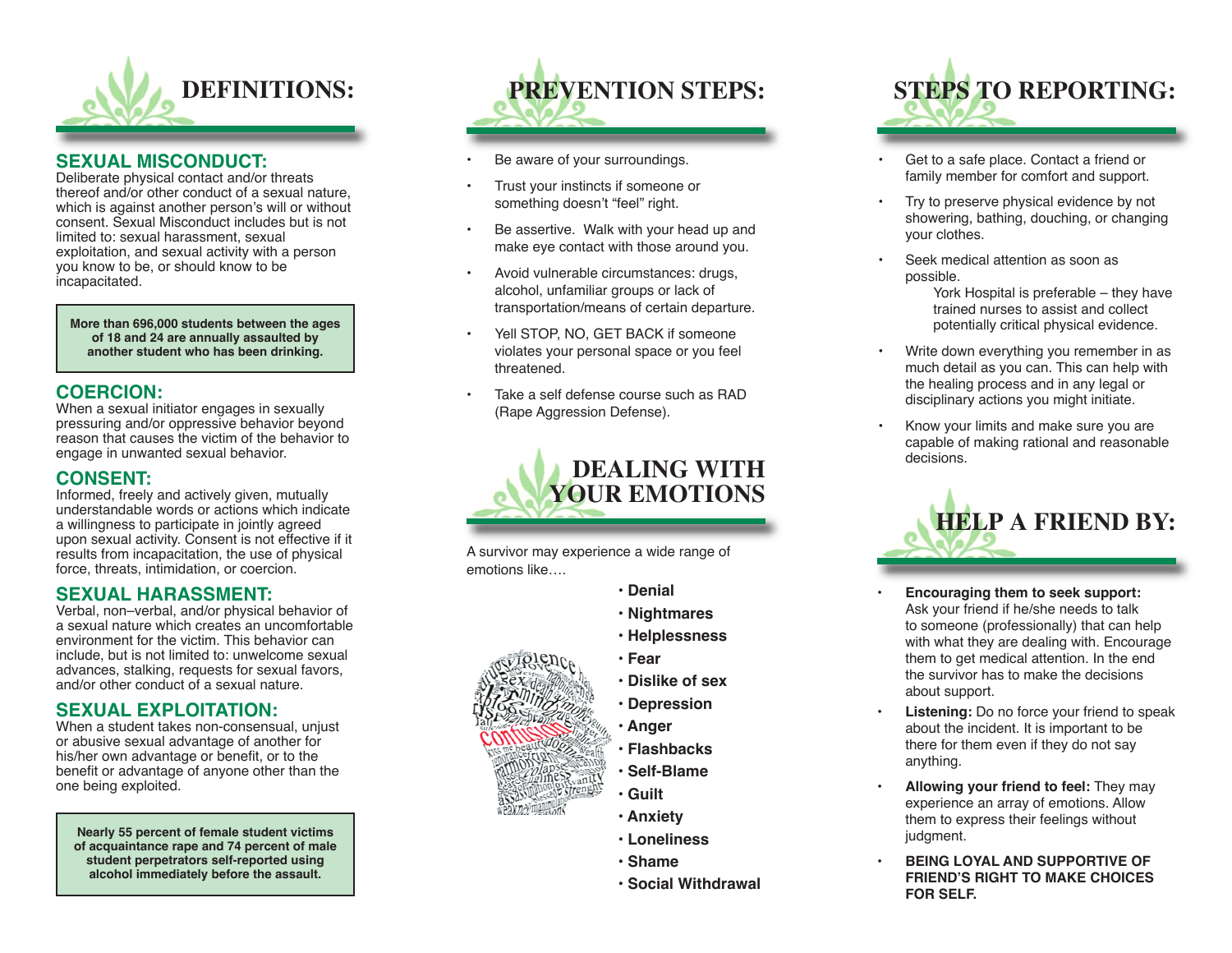# DEFINITIONS:

## SEXUAL MISCONDUCT:

Deliberate physical contact and/or threats thereof and/or other conduct of a sexual nature, which is against another person's will or without consent. Sexual Misconduct includes but is not limited to: sexual harassment, sexual exploitation, and sexual activity with a person you know to be, or should know to be incapacitated.

**More than 696,000 students between the ages of 18 and 24 are annually assaulted by another student who has been drinking.**

## COERCION:

When a sexual initiator engages in sexually pressuring and/or oppressive behavior beyond reason that causes the victim of the behavior to engage in unwanted sexual behavior.

## CONSENT:

Informed, freely and actively given, mutually understandable words or actions which indicate a willingness to participate in jointly agreed upon sexual activity. Consent is not effective if it results from incapacitation, the use of physical force, threats, intimidation, or coercion.

## SEXUAL HARASSMENT:

Verbal, non–verbal, and/or physical behavior of a sexual nature which creates an uncomfortable environment for the victim. This behavior can include, but is not limited to: unwelcome sexual advances, stalking, requests for sexual favors, and/or other conduct of a sexual nature.

## SEXUAL EXPLOITATION:

When a student takes non-consensual, unjust or abusive sexual advantage of another for his/her own advantage or benefit, or to the benefit or advantage of anyone other than the one being exploited.

**Nearly 55 percent of female student victims of acquaintance rape and 74 percent of male student perpetrators self-reported using alcohol immediately before the assault.**

# PREVENTION STEPS:

- Be aware of your surroundings.
- Trust your instincts if someone or something doesn't "feel" right.
- Be assertive. Walk with your head up and make eye contact with those around you.
- Avoid vulnerable circumstances: drugs, alcohol, unfamiliar groups or lack of transportation/means of certain departure.
- Yell STOP, NO, GET BACK if someone violates your personal space or you feel threatened.
- Take a self defense course such as RAD (Rape Aggression Defense).

# DEALING WITH YOUR EMOTIONS

A survivor may experience a wide range of emotions like….

- **Denial**
- **Nightmares**
- **Helplessness**
- **Fear**
- **Dislike of sex**
- **Depression**
- **Anger**
- **Flashbacks**
- **Self-Blame**
- **Guilt**
- **Anxiety**
- **Loneliness**
- **Shame**
- **Social Withdrawal**

# STEPS TO REPORTING:

- Get to a safe place. Contact a friend or family member for comfort and support.
- Try to preserve physical evidence by not showering, bathing, douching, or changing your clothes.
- Seek medical attention as soon as possible.
  York Hospital is preferable – they have trained nurses to assist and collect potentially critical physical evidence.
- Write down everything you remember in as much detail as you can. This can help with the healing process and in any legal or disciplinary actions you might initiate.
- Know your limits and make sure you are capable of making rational and reasonable decisions.

# HELP A FRIEND BY:

- **Encouraging them to seek support:** Ask your friend if he/she needs to talk to someone (professionally) that can help with what they are dealing with. Encourage them to get medical attention. In the end the survivor has to make the decisions about support.
- **Listening:** Do no force your friend to speak about the incident. It is important to be there for them even if they do not say anything.
- **Allowing your friend to feel:** They may experience an array of emotions. Allow them to express their feelings without judgment.
- **BEING LOYAL AND SUPPORTIVE OF FRIEND'S RIGHT TO MAKE CHOICES FOR SELF.**